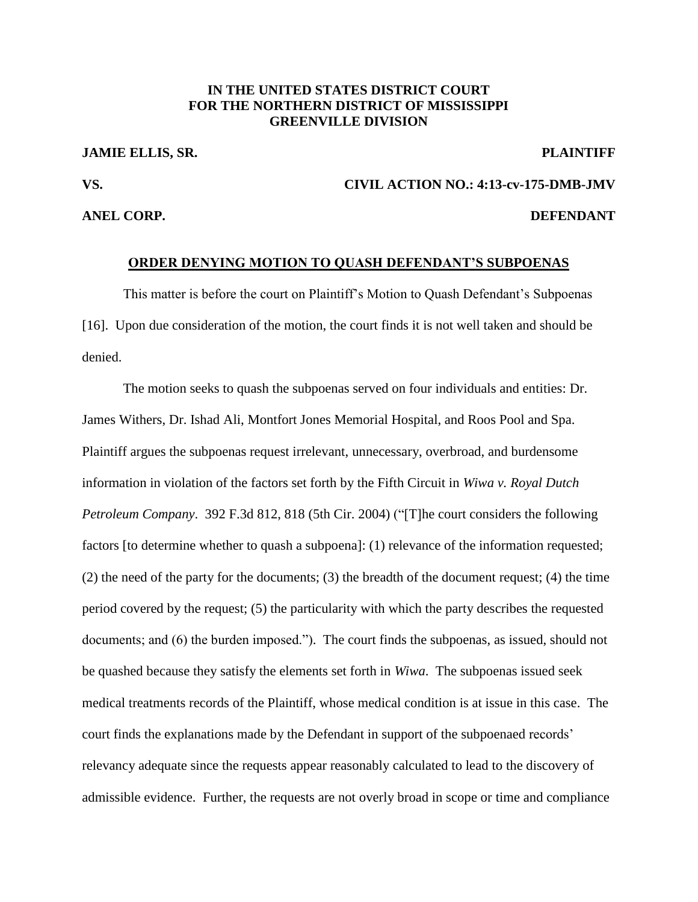**IN THE UNITED STATES DISTRICT COURT**
**FOR THE NORTHERN DISTRICT OF MISSISSIPPI**
**GREENVILLE DIVISION**

**JAMIE ELLIS, SR.** **PLAINTIFF**

**VS.** **CIVIL ACTION NO.: 4:13-cv-175-DMB-JMV**

**ANEL CORP.** **DEFENDANT**

**ORDER DENYING MOTION TO QUASH DEFENDANT'S SUBPOENAS**

This matter is before the court on Plaintiff's Motion to Quash Defendant's Subpoenas [16]. Upon due consideration of the motion, the court finds it is not well taken and should be denied.

The motion seeks to quash the subpoenas served on four individuals and entities: Dr. James Withers, Dr. Ishad Ali, Montfort Jones Memorial Hospital, and Roos Pool and Spa. Plaintiff argues the subpoenas request irrelevant, unnecessary, overbroad, and burdensome information in violation of the factors set forth by the Fifth Circuit in *Wiwa v. Royal Dutch Petroleum Company*. 392 F.3d 812, 818 (5th Cir. 2004) ("[T]he court considers the following factors [to determine whether to quash a subpoena]: (1) relevance of the information requested; (2) the need of the party for the documents; (3) the breadth of the document request; (4) the time period covered by the request; (5) the particularity with which the party describes the requested documents; and (6) the burden imposed."). The court finds the subpoenas, as issued, should not be quashed because they satisfy the elements set forth in *Wiwa*. The subpoenas issued seek medical treatments records of the Plaintiff, whose medical condition is at issue in this case. The court finds the explanations made by the Defendant in support of the subpoenaed records' relevancy adequate since the requests appear reasonably calculated to lead to the discovery of admissible evidence. Further, the requests are not overly broad in scope or time and compliance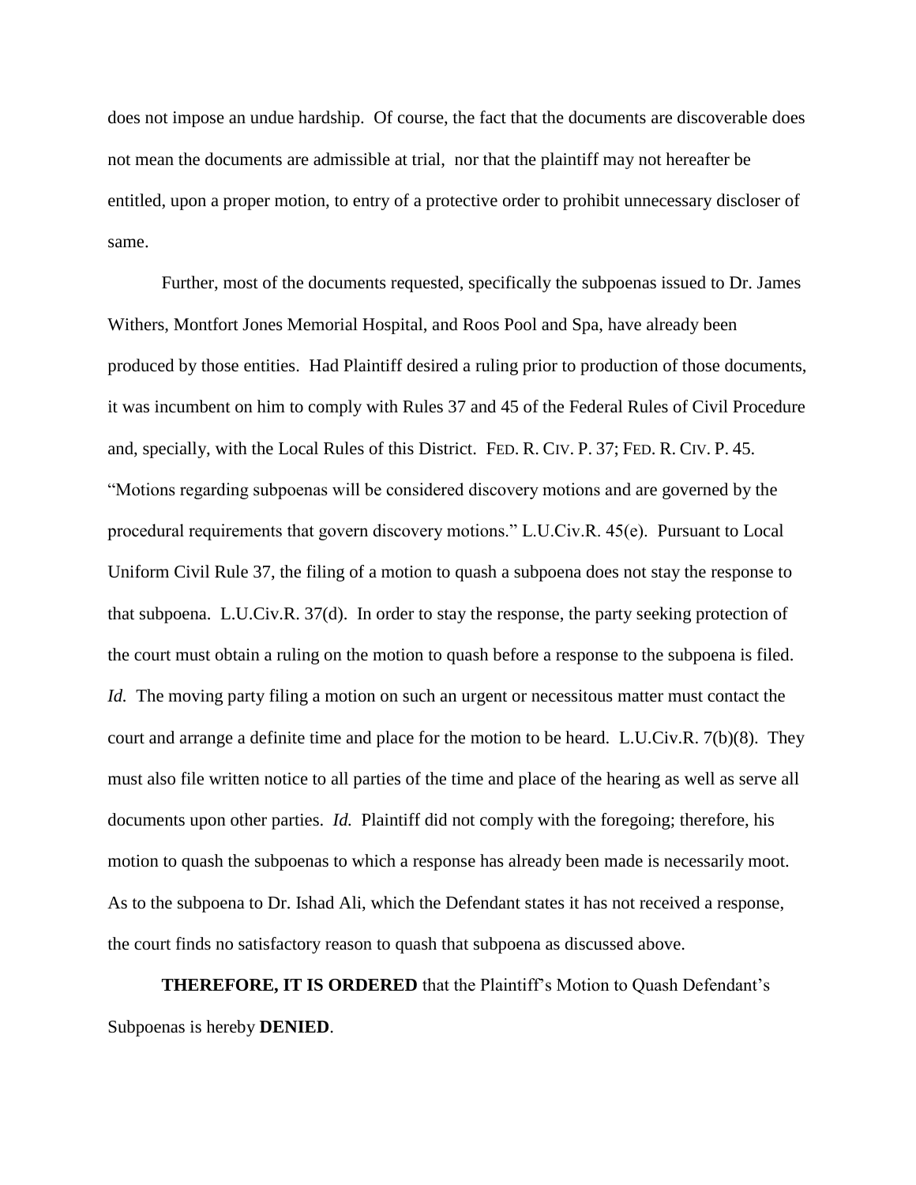does not impose an undue hardship. Of course, the fact that the documents are discoverable does not mean the documents are admissible at trial, nor that the plaintiff may not hereafter be entitled, upon a proper motion, to entry of a protective order to prohibit unnecessary discloser of same.

Further, most of the documents requested, specifically the subpoenas issued to Dr. James Withers, Montfort Jones Memorial Hospital, and Roos Pool and Spa, have already been produced by those entities. Had Plaintiff desired a ruling prior to production of those documents, it was incumbent on him to comply with Rules 37 and 45 of the Federal Rules of Civil Procedure and, specially, with the Local Rules of this District. FED. R. CIV. P. 37; FED. R. CIV. P. 45. "Motions regarding subpoenas will be considered discovery motions and are governed by the procedural requirements that govern discovery motions." L.U.Civ.R. 45(e). Pursuant to Local Uniform Civil Rule 37, the filing of a motion to quash a subpoena does not stay the response to that subpoena. L.U.Civ.R. 37(d). In order to stay the response, the party seeking protection of the court must obtain a ruling on the motion to quash before a response to the subpoena is filed. *Id.* The moving party filing a motion on such an urgent or necessitous matter must contact the court and arrange a definite time and place for the motion to be heard. L.U.Civ.R. 7(b)(8). They must also file written notice to all parties of the time and place of the hearing as well as serve all documents upon other parties. *Id.* Plaintiff did not comply with the foregoing; therefore, his motion to quash the subpoenas to which a response has already been made is necessarily moot. As to the subpoena to Dr. Ishad Ali, which the Defendant states it has not received a response, the court finds no satisfactory reason to quash that subpoena as discussed above.

**THEREFORE, IT IS ORDERED** that the Plaintiff's Motion to Quash Defendant's Subpoenas is hereby **DENIED**.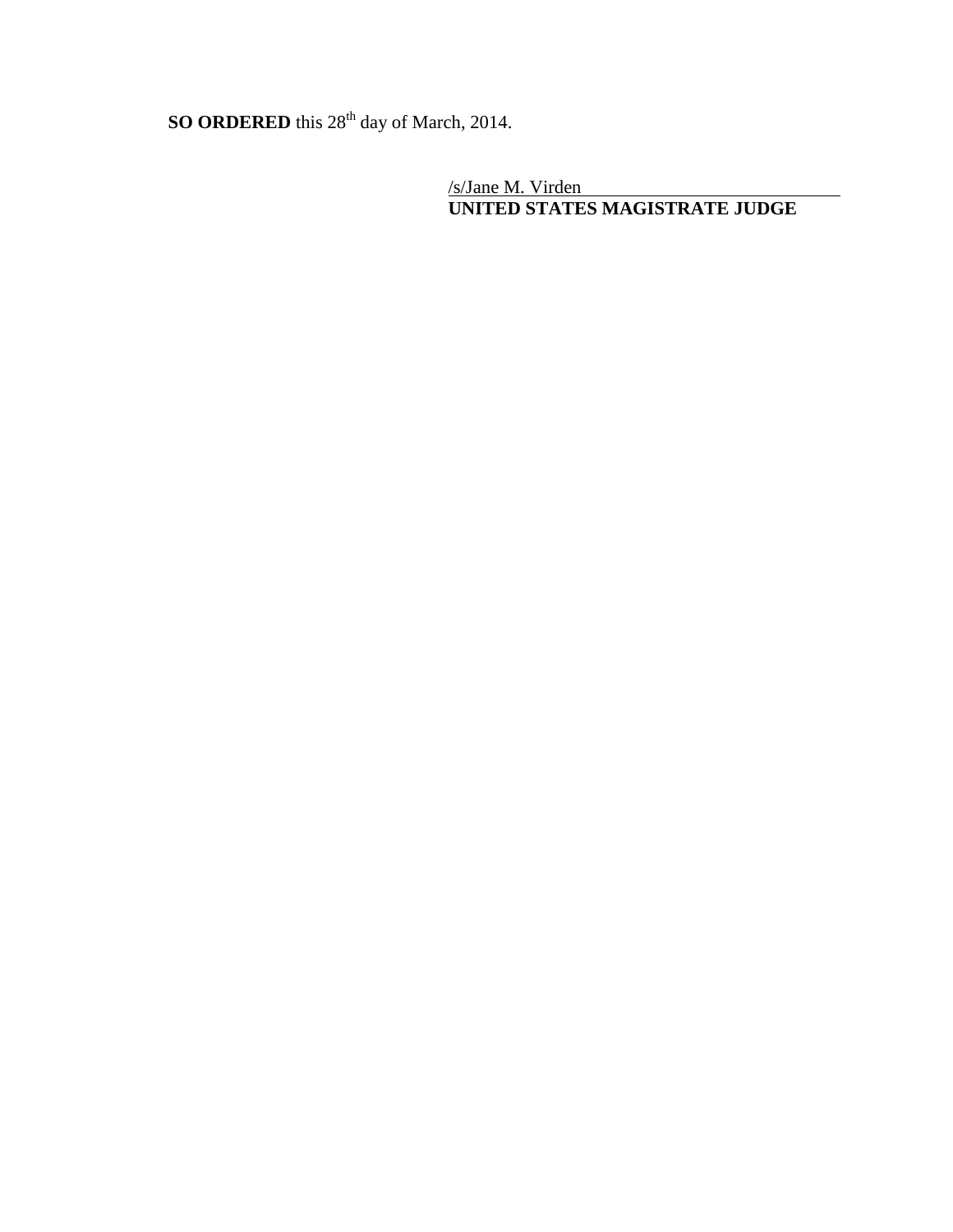**SO ORDERED** this 28th day of March, 2014.

/s/Jane M. Virden
**UNITED STATES MAGISTRATE JUDGE**